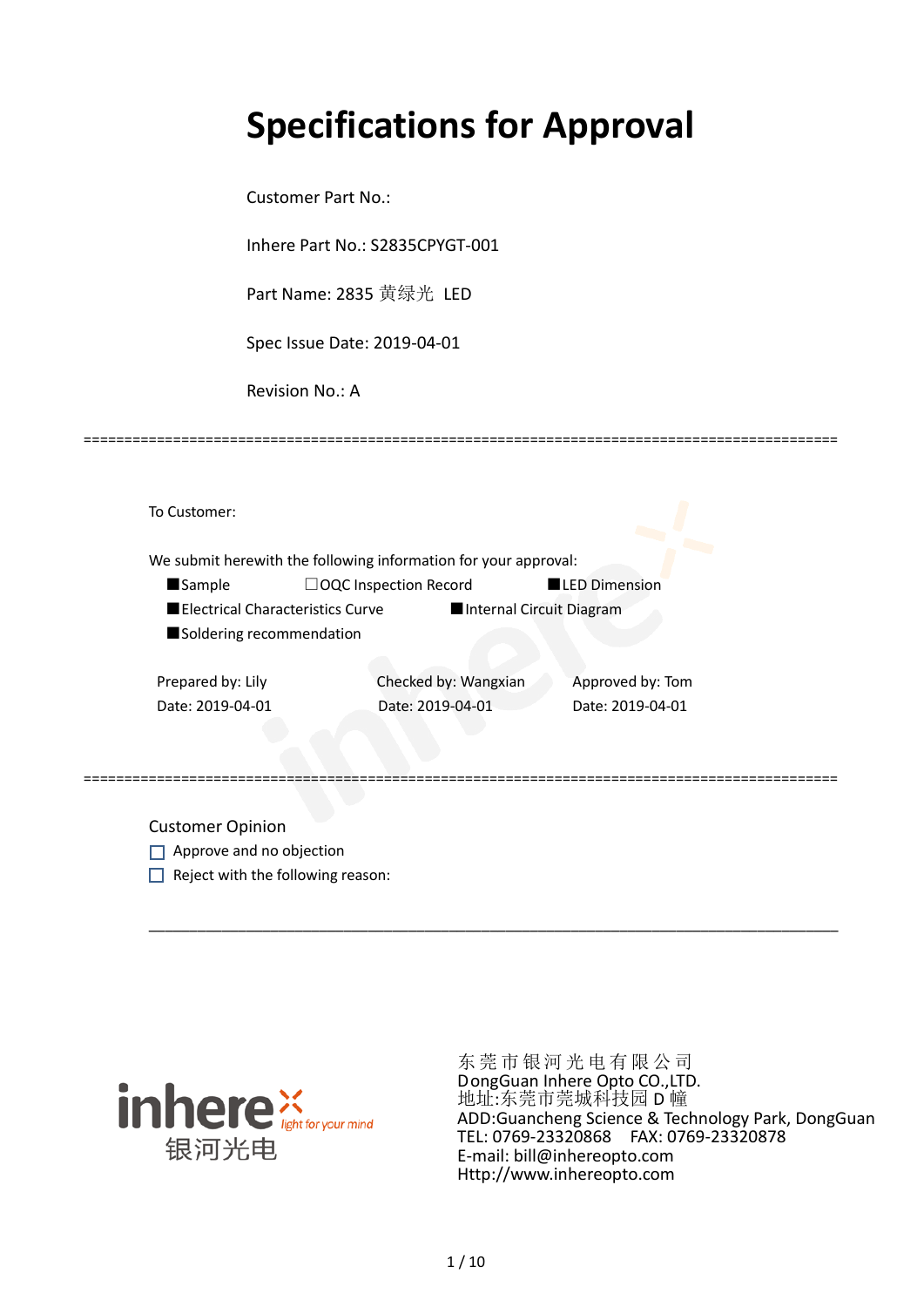# Specifications for Approval

Customer Part No.:

Inhere Part No.: S2835CPYGT-001

Part Name: 2835 黄绿光 LED

Spec Issue Date: 2019-04-01

Revision No.: A

==========================================================================================

To Customer:

We submit herewith the following information for your approval:

■Sample　　□OQC Inspection Record　　■LED Dimension

■Electrical Characteristics Curve　　■Internal Circuit Diagram

■Soldering recommendation

| Prepared by: Lily | Checked by: Wangxian | Approved by: Tom |
|---|---|---|
| Date: 2019-04-01 | Date: 2019-04-01 | Date: 2019-04-01 |

==========================================================================================

Customer Opinion

☐ Approve and no objection

☐ Reject with the following reason:

______________________________________________________________________________

inhere 银河光电 light for your mind

东 莞 市 银 河 光 电 有 限 公 司
DongGuan Inhere Opto CO.,LTD.
地址:东莞市莞城科技园 D 幢
ADD:Guancheng Science & Technology Park, DongGuan
TEL: 0769-23320868　FAX: 0769-23320878
E-mail: bill@inhereopto.com
Http://www.inhereopto.com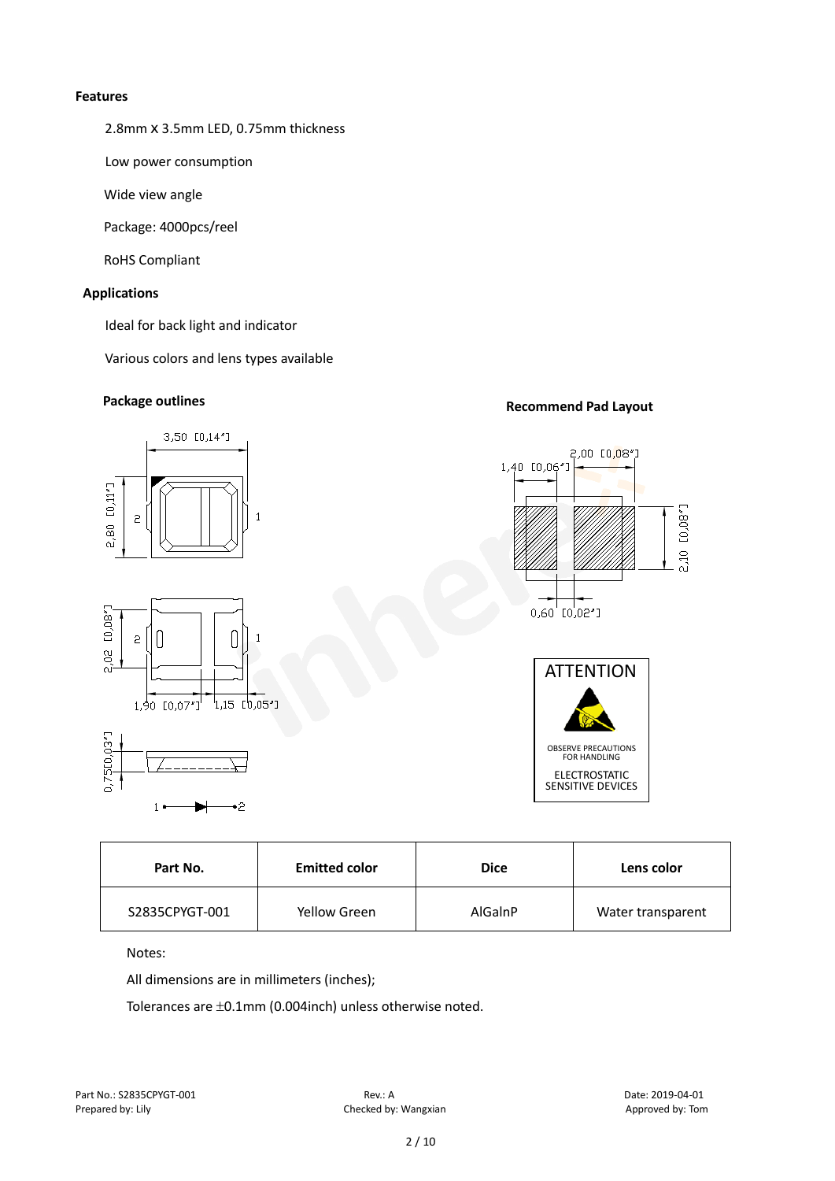**Features**

2.8mm X 3.5mm LED, 0.75mm thickness

Low power consumption

Wide view angle

Package: 4000pcs/reel

RoHS Compliant

**Applications**

Ideal for back light and indicator

Various colors and lens types available

**Package outlines**

**Recommend Pad Layout**

ATTENTION

OBSERVE PRECAUTIONS FOR HANDLING

ELECTROSTATIC SENSITIVE DEVICES

| Part No. | Emitted color | Dice | Lens color |
|---|---|---|---|
| S2835CPYGT-001 | Yellow Green | AlGaInP | Water transparent |

Notes:

All dimensions are in millimeters (inches);

Tolerances are ±0.1mm (0.004inch) unless otherwise noted.

Part No.: S2835CPYGT-001
Prepared by: Lily

Rev.: A
Checked by: Wangxian

Date: 2019-04-01
Approved by: Tom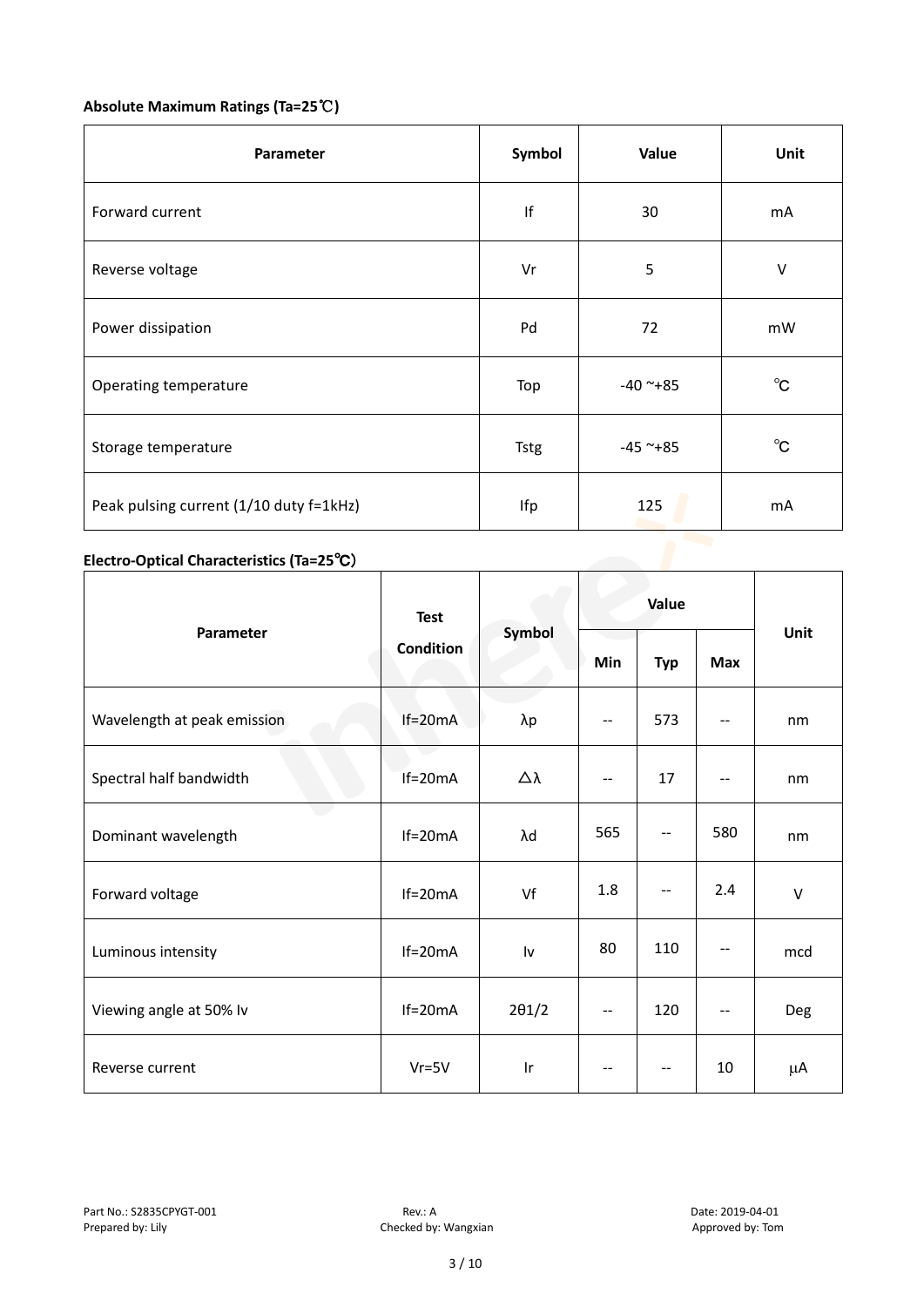**Absolute Maximum Ratings (Ta=25℃)**

| Parameter | Symbol | Value | Unit |
|---|---|---|---|
| Forward current | If | 30 | mA |
| Reverse voltage | Vr | 5 | V |
| Power dissipation | Pd | 72 | mW |
| Operating temperature | Top | -40 ~+85 | ℃ |
| Storage temperature | Tstg | -45 ~+85 | ℃ |
| Peak pulsing current (1/10 duty f=1kHz) | Ifp | 125 | mA |

**Electro-Optical Characteristics (Ta=25℃)**

| Parameter | Test Condition | Symbol | Value | | | Unit |
|---|---|---|---|---|---|---|
| | | | Min | Typ | Max | |
| Wavelength at peak emission | If=20mA | λp | -- | 573 | -- | nm |
| Spectral half bandwidth | If=20mA | △λ | -- | 17 | -- | nm |
| Dominant wavelength | If=20mA | λd | 565 | -- | 580 | nm |
| Forward voltage | If=20mA | Vf | 1.8 | -- | 2.4 | V |
| Luminous intensity | If=20mA | Iv | 80 | 110 | -- | mcd |
| Viewing angle at 50% Iv | If=20mA | 2θ1/2 | -- | 120 | -- | Deg |
| Reverse current | Vr=5V | Ir | -- | -- | 10 | μA |

Part No.: S2835CPYGT-001　　Rev.: A　　Date: 2019-04-01

Prepared by: Lily　　Checked by: Wangxian　　Approved by: Tom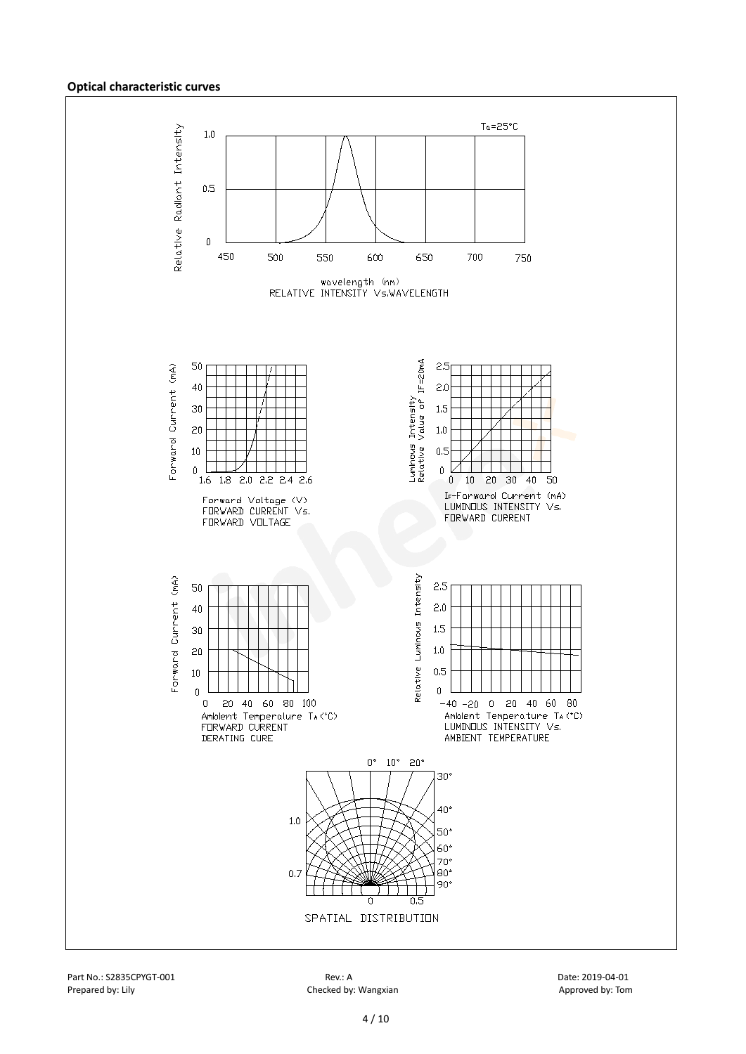**Optical characteristic curves**

Ta=25°C

RELATIVE INTENSITY Vs.WAVELENGTH

FORWARD CURRENT Vs. FORWARD VOLTAGE

LUMINOUS INTENSITY Vs. FORWARD CURRENT

FORWARD CURRENT DERATING CURE

LUMINOUS INTENSITY Vs. AMBIENT TEMPERATURE

SPATIAL DISTRIBUTION

Part No.: S2835CPYGT-001 | Rev.: A | Date: 2019-04-01

Prepared by: Lily | Checked by: Wangxian | Approved by: Tom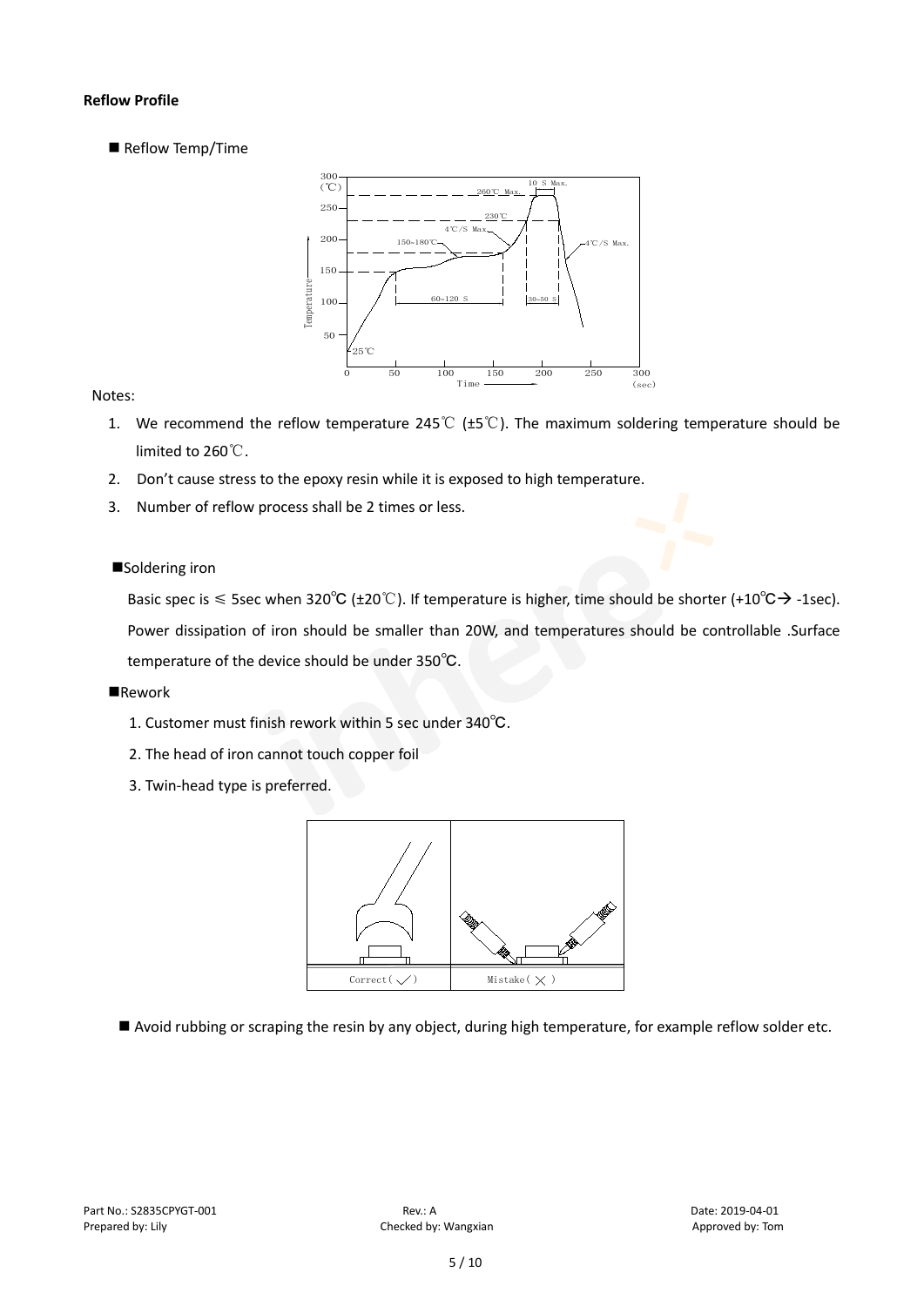**Reflow Profile**

■ Reflow Temp/Time

Notes:

1. We recommend the reflow temperature 245℃ (±5℃). The maximum soldering temperature should be limited to 260℃.
2. Don't cause stress to the epoxy resin while it is exposed to high temperature.
3. Number of reflow process shall be 2 times or less.

■Soldering iron

Basic spec is ≤ 5sec when 320℃ (±20℃). If temperature is higher, time should be shorter (+10℃→ -1sec). Power dissipation of iron should be smaller than 20W, and temperatures should be controllable .Surface temperature of the device should be under 350℃.

■Rework

1. Customer must finish rework within 5 sec under 340℃.
2. The head of iron cannot touch copper foil
3. Twin-head type is preferred.

■ Avoid rubbing or scraping the resin by any object, during high temperature, for example reflow solder etc.

Part No.: S2835CPYGT-001 Rev.: A Date: 2019-04-01
Prepared by: Lily Checked by: Wangxian Approved by: Tom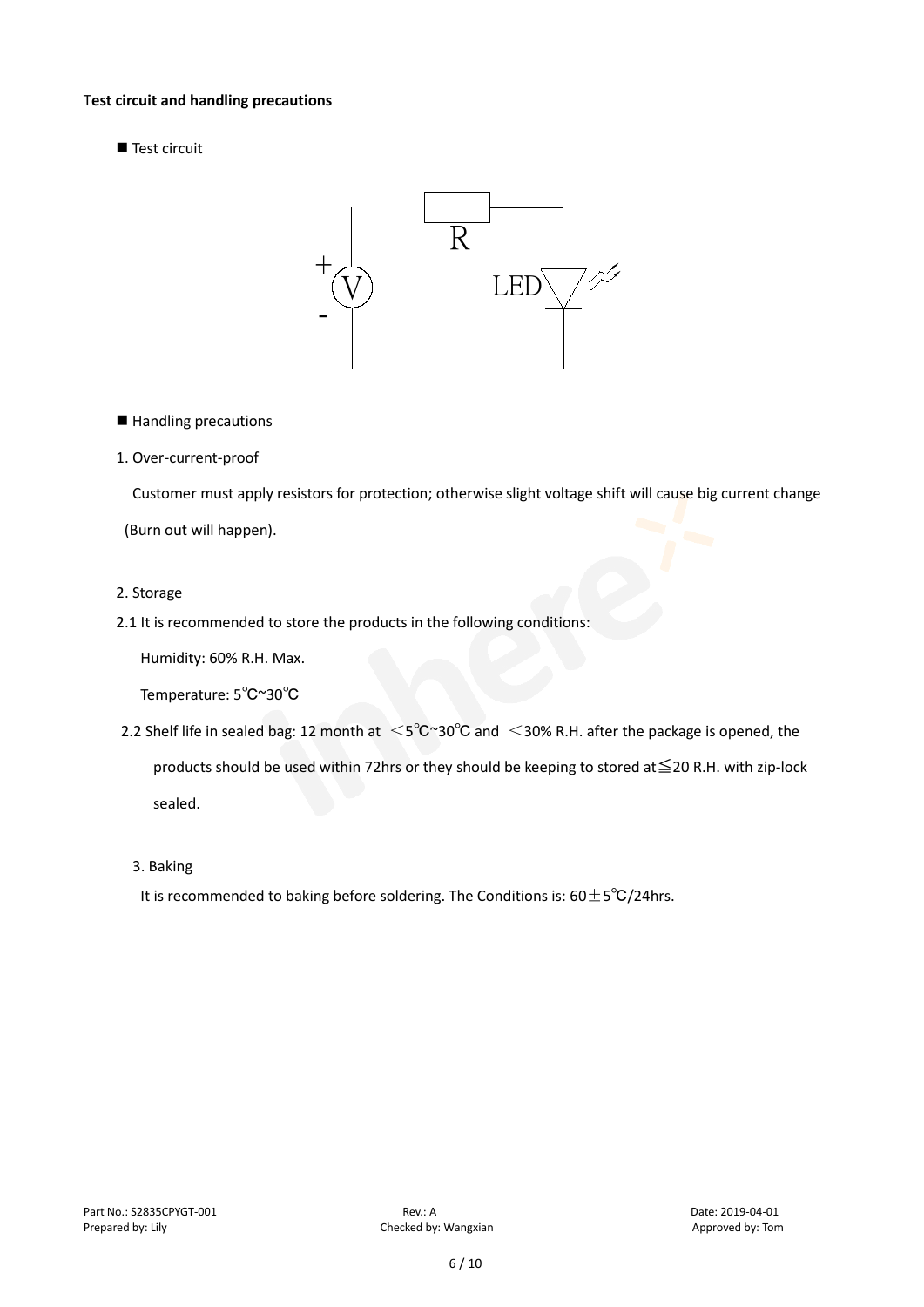**Test circuit and handling precautions**

■ Test circuit

■ Handling precautions

1. Over-current-proof

Customer must apply resistors for protection; otherwise slight voltage shift will cause big current change (Burn out will happen).

2. Storage

2.1 It is recommended to store the products in the following conditions:

Humidity: 60% R.H. Max.

Temperature: 5℃~30℃

2.2 Shelf life in sealed bag: 12 month at ＜5℃~30℃ and ＜30% R.H. after the package is opened, the products should be used within 72hrs or they should be keeping to stored at≦20 R.H. with zip-lock sealed.

3. Baking

It is recommended to baking before soldering. The Conditions is: 60±5℃/24hrs.

Part No.: S2835CPYGT-001　Rev.: A　Date: 2019-04-01
Prepared by: Lily　Checked by: Wangxian　Approved by: Tom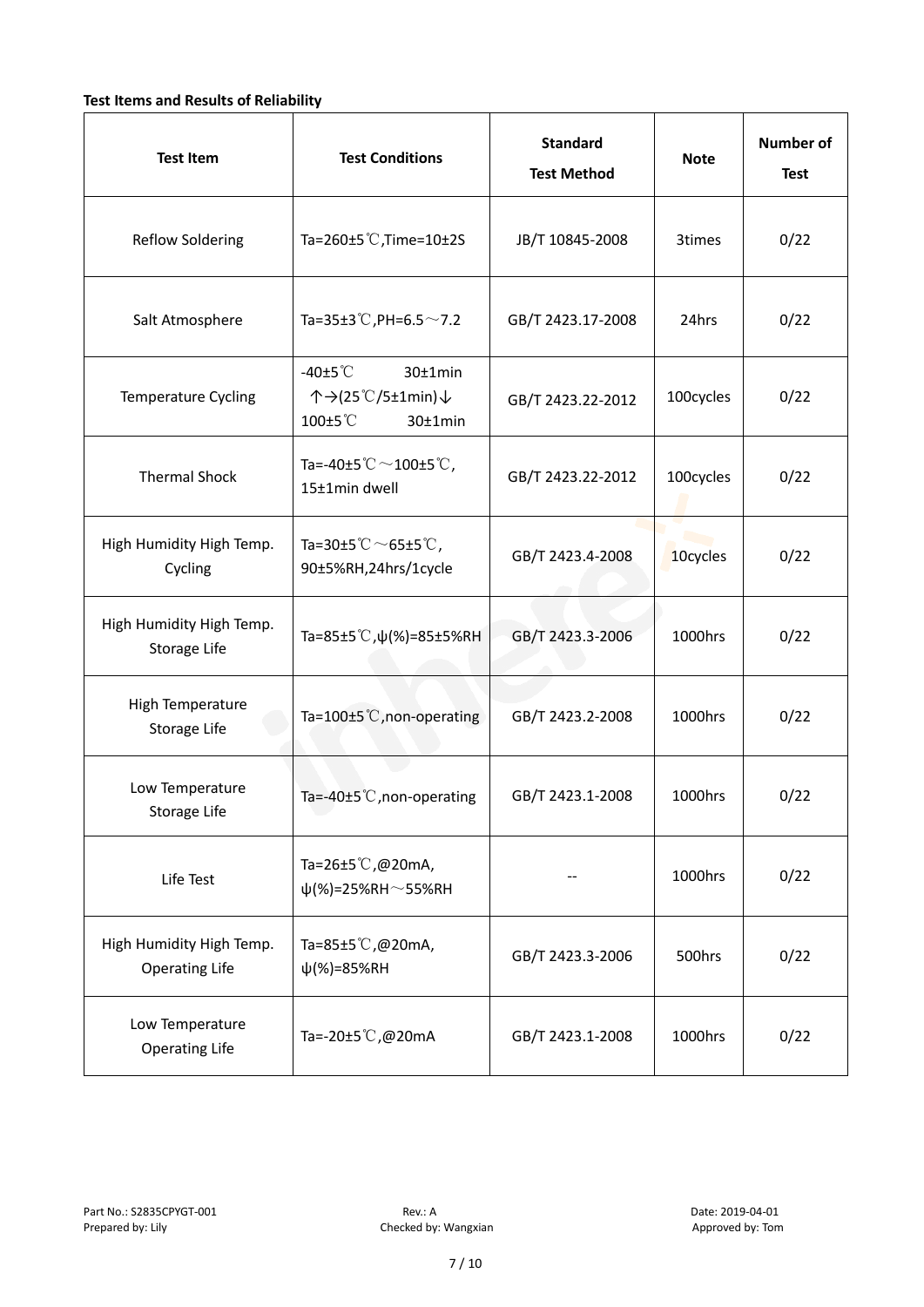**Test Items and Results of Reliability**

| Test Item | Test Conditions | Standard Test Method | Note | Number of Test |
|---|---|---|---|---|
| Reflow Soldering | Ta=260±5℃,Time=10±2S | JB/T 10845-2008 | 3times | 0/22 |
| Salt Atmosphere | Ta=35±3℃,PH=6.5～7.2 | GB/T 2423.17-2008 | 24hrs | 0/22 |
| Temperature Cycling | -40±5℃ 30±1min ↑→(25℃/5±1min)↓ 100±5℃ 30±1min | GB/T 2423.22-2012 | 100cycles | 0/22 |
| Thermal Shock | Ta=-40±5℃～100±5℃, 15±1min dwell | GB/T 2423.22-2012 | 100cycles | 0/22 |
| High Humidity High Temp. Cycling | Ta=30±5℃～65±5℃, 90±5%RH,24hrs/1cycle | GB/T 2423.4-2008 | 10cycles | 0/22 |
| High Humidity High Temp. Storage Life | Ta=85±5℃,ψ(%)=85±5%RH | GB/T 2423.3-2006 | 1000hrs | 0/22 |
| High Temperature Storage Life | Ta=100±5℃,non-operating | GB/T 2423.2-2008 | 1000hrs | 0/22 |
| Low Temperature Storage Life | Ta=-40±5℃,non-operating | GB/T 2423.1-2008 | 1000hrs | 0/22 |
| Life Test | Ta=26±5℃,@20mA, ψ(%)=25%RH～55%RH | -- | 1000hrs | 0/22 |
| High Humidity High Temp. Operating Life | Ta=85±5℃,@20mA, ψ(%)=85%RH | GB/T 2423.3-2006 | 500hrs | 0/22 |
| Low Temperature Operating Life | Ta=-20±5℃,@20mA | GB/T 2423.1-2008 | 1000hrs | 0/22 |

Part No.: S2835CPYGT-001　　Rev.: A　　Date: 2019-04-01

Prepared by: Lily　　Checked by: Wangxian　　Approved by: Tom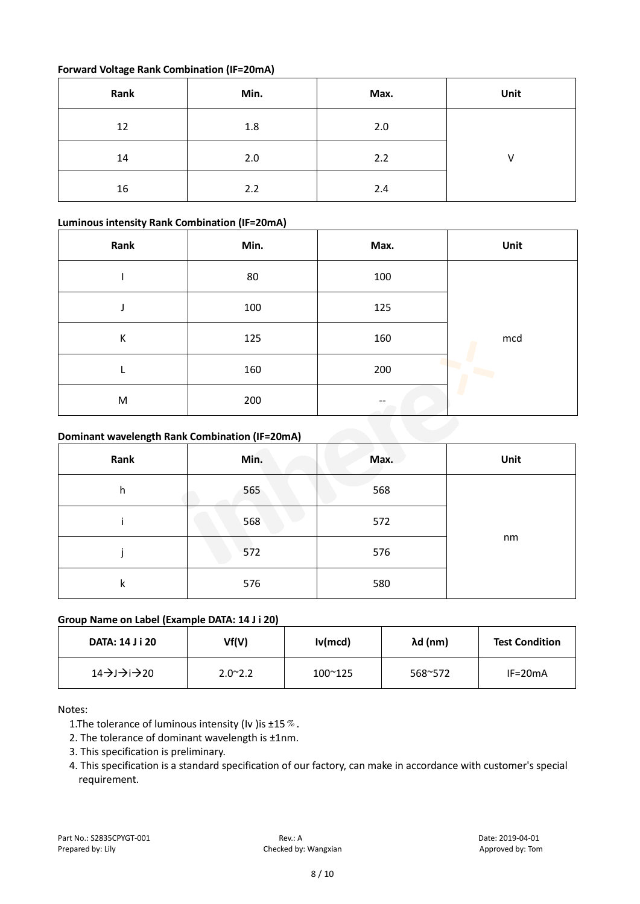**Forward Voltage Rank Combination (IF=20mA)**

| Rank | Min. | Max. | Unit |
|---|---|---|---|
| 12 | 1.8 | 2.0 | V |
| 14 | 2.0 | 2.2 | |
| 16 | 2.2 | 2.4 | |

**Luminous intensity Rank Combination (IF=20mA)**

| Rank | Min. | Max. | Unit |
|---|---|---|---|
| I | 80 | 100 | mcd |
| J | 100 | 125 | |
| K | 125 | 160 | |
| L | 160 | 200 | |
| M | 200 | -- | |

**Dominant wavelength Rank Combination (IF=20mA)**

| Rank | Min. | Max. | Unit |
|---|---|---|---|
| h | 565 | 568 | nm |
| i | 568 | 572 | |
| j | 572 | 576 | |
| k | 576 | 580 | |

**Group Name on Label (Example DATA: 14 J i 20)**

| DATA: 14 J i 20 | Vf(V) | Iv(mcd) | λd (nm) | Test Condition |
|---|---|---|---|---|
| 14→J→i→20 | 2.0~2.2 | 100~125 | 568~572 | IF=20mA |

Notes:

1. The tolerance of luminous intensity (Iv )is ±15%.
2. The tolerance of dominant wavelength is ±1nm.
3. This specification is preliminary.
4. This specification is a standard specification of our factory, can make in accordance with customer's special requirement.

Part No.: S2835CPYGT-001　　Rev.: A　　Date: 2019-04-01
Prepared by: Lily　　Checked by: Wangxian　　Approved by: Tom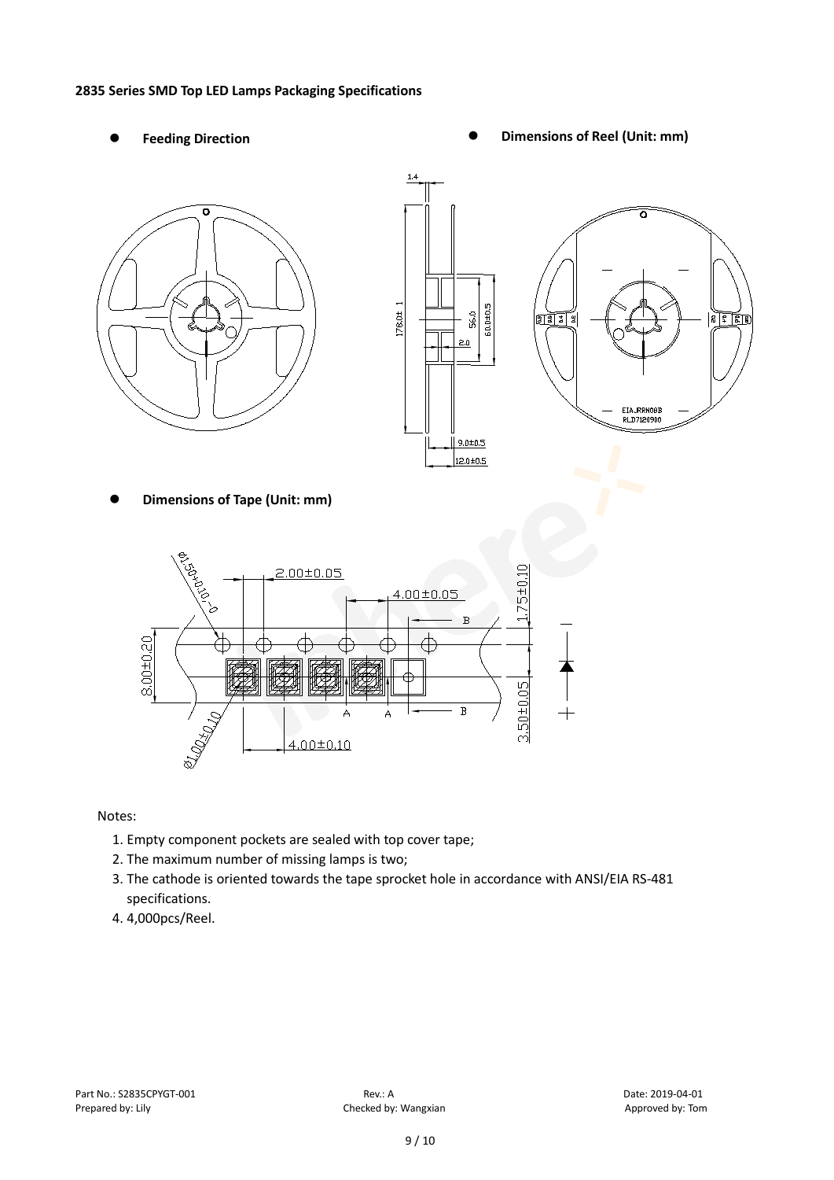**2835 Series SMD Top LED Lamps Packaging Specifications**

- **Feeding Direction**
- **Dimensions of Reel (Unit: mm)**
- **Dimensions of Tape (Unit: mm)**

Notes:

1. Empty component pockets are sealed with top cover tape;
2. The maximum number of missing lamps is two;
3. The cathode is oriented towards the tape sprocket hole in accordance with ANSI/EIA RS-481 specifications.
4. 4,000pcs/Reel.

Part No.: S2835CPYGT-001 Rev.: A Date: 2019-04-01
Prepared by: Lily Checked by: Wangxian Approved by: Tom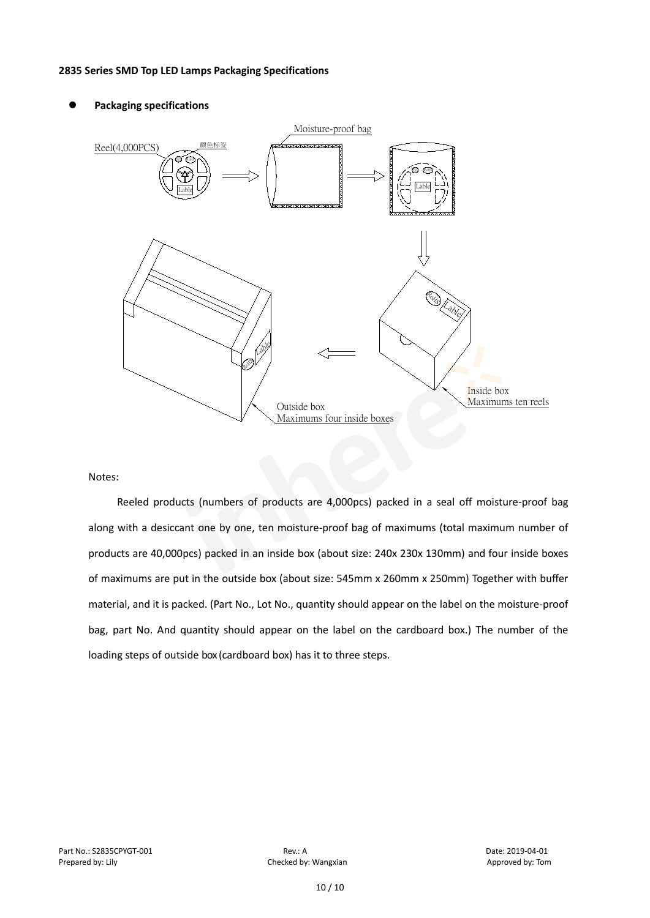**2835 Series SMD Top LED Lamps Packaging Specifications**

- **Packaging specifications**

Moisture-proof bag

Reel(4,000PCS)

顏色标签

Lable

Lable

RoHS

Lable

Inside box

Maximums ten reels

Outside box

Maximums four inside boxes

Notes:

Reeled products (numbers of products are 4,000pcs) packed in a seal off moisture-proof bag along with a desiccant one by one, ten moisture-proof bag of maximums (total maximum number of products are 40,000pcs) packed in an inside box (about size: 240x 230x 130mm) and four inside boxes of maximums are put in the outside box (about size: 545mm x 260mm x 250mm) Together with buffer material, and it is packed. (Part No., Lot No., quantity should appear on the label on the moisture-proof bag, part No. And quantity should appear on the label on the cardboard box.) The number of the loading steps of outside box (cardboard box) has it to three steps.

Part No.: S2835CPYGT-001 Rev.: A Date: 2019-04-01

Prepared by: Lily Checked by: Wangxian Approved by: Tom